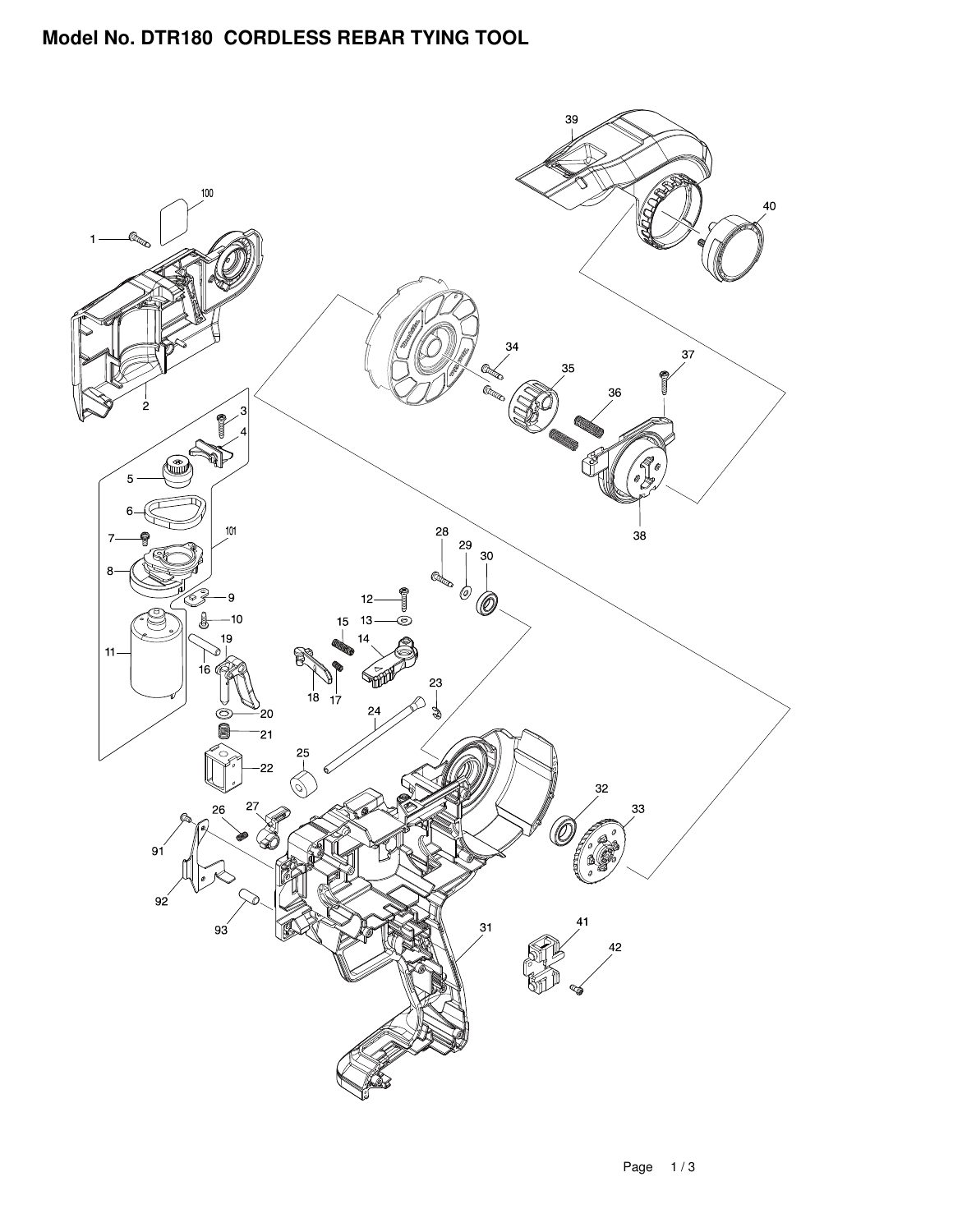# Model No. DTR180 CORDLESS REBAR TYING TOOL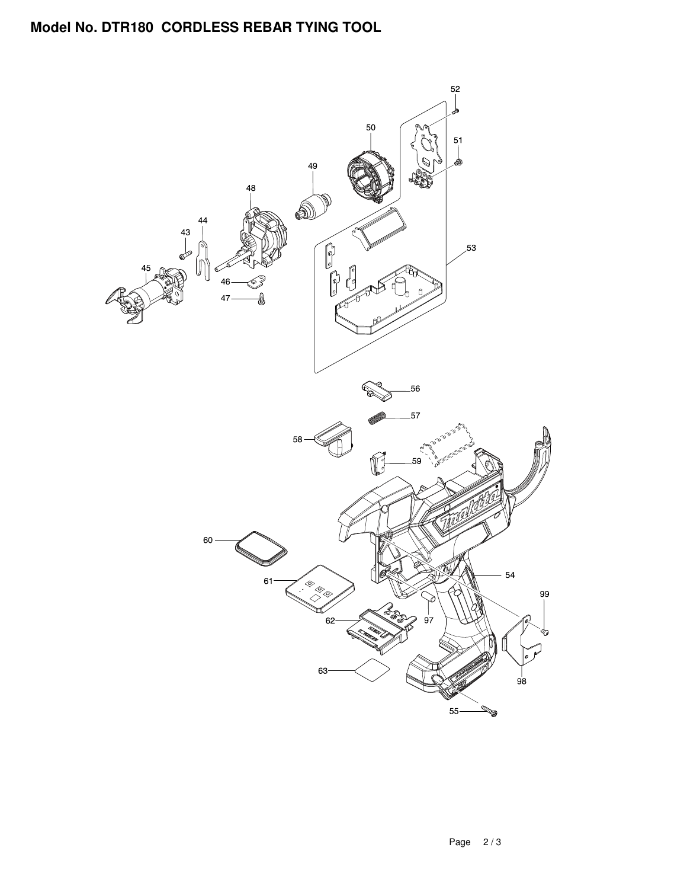# Model No. DTR180 CORDLESS REBAR TYING TOOL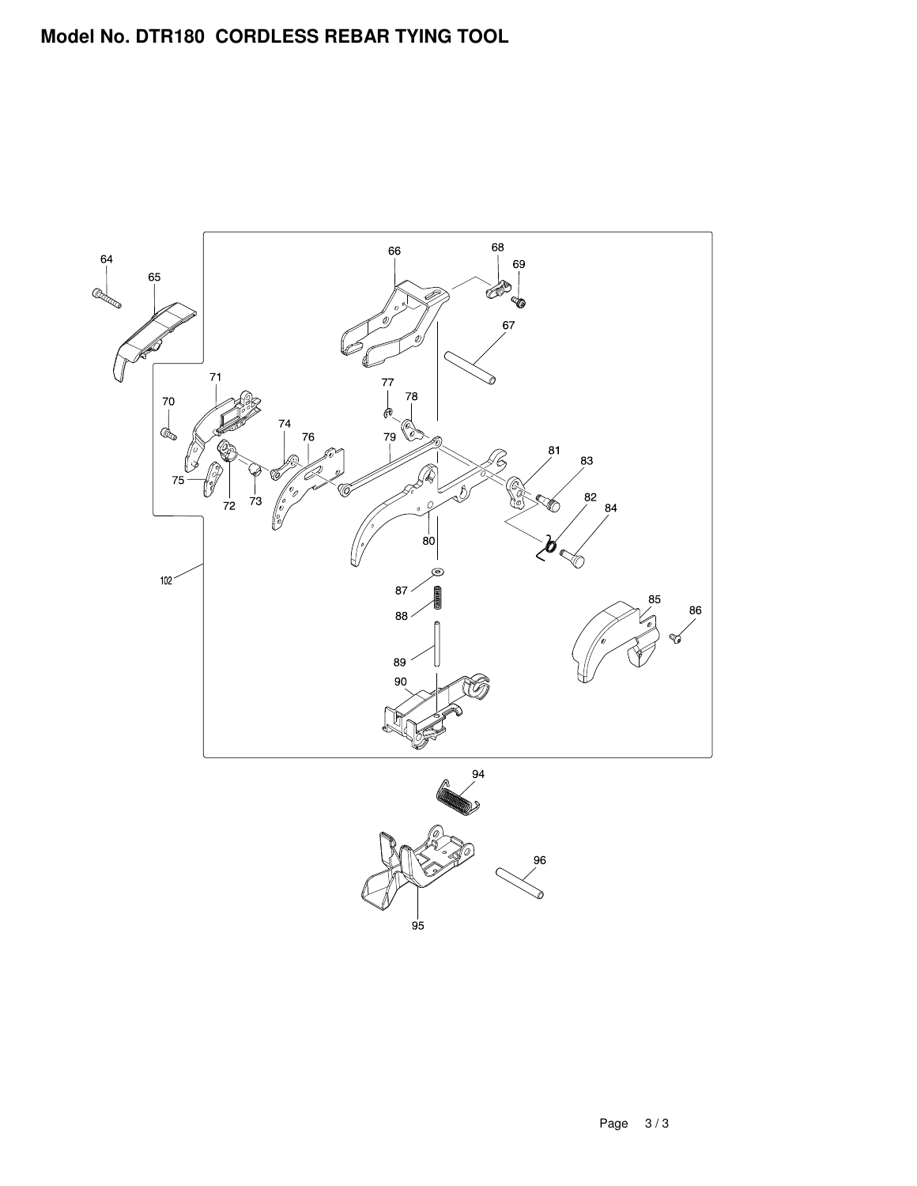# Model No. DTR180 CORDLESS REBAR TYING TOOL

64 65 66 68 69 67 71 70 77 78 79 81 83 74 76 82 84 75 72 73 80 102 87 88 85 86 89 90 94 96 95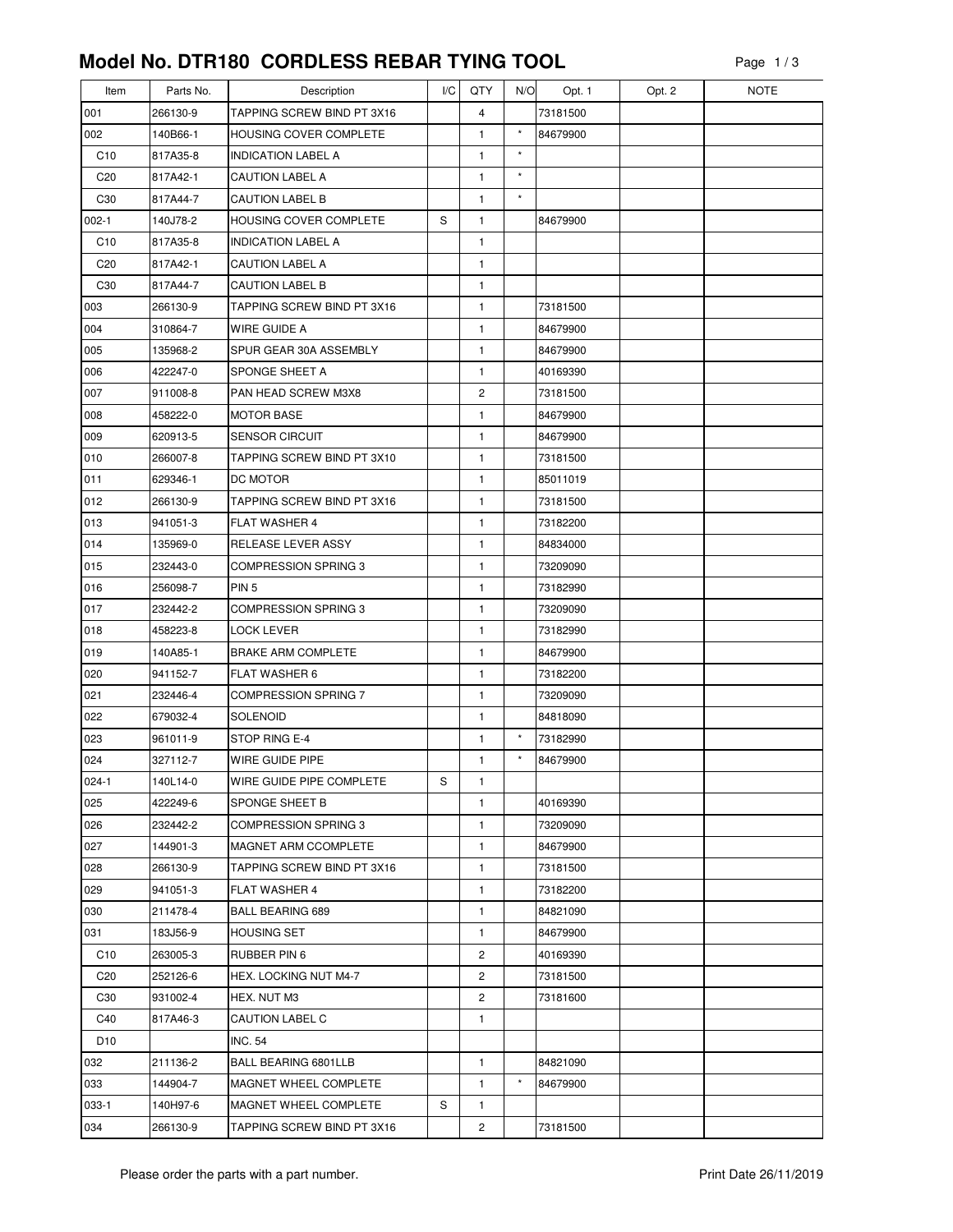# Model No. DTR180 CORDLESS REBAR TYING TOOL

| Item | Parts No. | Description | I/C | QTY | N/O | Opt. 1 | Opt. 2 | NOTE |
|---|---|---|---|---|---|---|---|---|
| 001 | 266130-9 | TAPPING SCREW BIND PT 3X16 | | 4 | | 73181500 | | |
| 002 | 140B66-1 | HOUSING COVER COMPLETE | | 1 | * | 84679900 | | |
| C10 | 817A35-8 | INDICATION LABEL A | | 1 | * | | | |
| C20 | 817A42-1 | CAUTION LABEL A | | 1 | * | | | |
| C30 | 817A44-7 | CAUTION LABEL B | | 1 | * | | | |
| 002-1 | 140J78-2 | HOUSING COVER COMPLETE | S | 1 | | 84679900 | | |
| C10 | 817A35-8 | INDICATION LABEL A | | 1 | | | | |
| C20 | 817A42-1 | CAUTION LABEL A | | 1 | | | | |
| C30 | 817A44-7 | CAUTION LABEL B | | 1 | | | | |
| 003 | 266130-9 | TAPPING SCREW BIND PT 3X16 | | 1 | | 73181500 | | |
| 004 | 310864-7 | WIRE GUIDE A | | 1 | | 84679900 | | |
| 005 | 135968-2 | SPUR GEAR 30A ASSEMBLY | | 1 | | 84679900 | | |
| 006 | 422247-0 | SPONGE SHEET A | | 1 | | 40169390 | | |
| 007 | 911008-8 | PAN HEAD SCREW M3X8 | | 2 | | 73181500 | | |
| 008 | 458222-0 | MOTOR BASE | | 1 | | 84679900 | | |
| 009 | 620913-5 | SENSOR CIRCUIT | | 1 | | 84679900 | | |
| 010 | 266007-8 | TAPPING SCREW BIND PT 3X10 | | 1 | | 73181500 | | |
| 011 | 629346-1 | DC MOTOR | | 1 | | 85011019 | | |
| 012 | 266130-9 | TAPPING SCREW BIND PT 3X16 | | 1 | | 73181500 | | |
| 013 | 941051-3 | FLAT WASHER 4 | | 1 | | 73182200 | | |
| 014 | 135969-0 | RELEASE LEVER ASSY | | 1 | | 84834000 | | |
| 015 | 232443-0 | COMPRESSION SPRING 3 | | 1 | | 73209090 | | |
| 016 | 256098-7 | PIN 5 | | 1 | | 73182990 | | |
| 017 | 232442-2 | COMPRESSION SPRING 3 | | 1 | | 73209090 | | |
| 018 | 458223-8 | LOCK LEVER | | 1 | | 73182990 | | |
| 019 | 140A85-1 | BRAKE ARM COMPLETE | | 1 | | 84679900 | | |
| 020 | 941152-7 | FLAT WASHER 6 | | 1 | | 73182200 | | |
| 021 | 232446-4 | COMPRESSION SPRING 7 | | 1 | | 73209090 | | |
| 022 | 679032-4 | SOLENOID | | 1 | | 84818090 | | |
| 023 | 961011-9 | STOP RING E-4 | | 1 | * | 73182990 | | |
| 024 | 327112-7 | WIRE GUIDE PIPE | | 1 | * | 84679900 | | |
| 024-1 | 140L14-0 | WIRE GUIDE PIPE COMPLETE | S | 1 | | | | |
| 025 | 422249-6 | SPONGE SHEET B | | 1 | | 40169390 | | |
| 026 | 232442-2 | COMPRESSION SPRING 3 | | 1 | | 73209090 | | |
| 027 | 144901-3 | MAGNET ARM CCOMPLETE | | 1 | | 84679900 | | |
| 028 | 266130-9 | TAPPING SCREW BIND PT 3X16 | | 1 | | 73181500 | | |
| 029 | 941051-3 | FLAT WASHER 4 | | 1 | | 73182200 | | |
| 030 | 211478-4 | BALL BEARING 689 | | 1 | | 84821090 | | |
| 031 | 183J56-9 | HOUSING SET | | 1 | | 84679900 | | |
| C10 | 263005-3 | RUBBER PIN 6 | | 2 | | 40169390 | | |
| C20 | 252126-6 | HEX. LOCKING NUT M4-7 | | 2 | | 73181500 | | |
| C30 | 931002-4 | HEX. NUT M3 | | 2 | | 73181600 | | |
| C40 | 817A46-3 | CAUTION LABEL C | | 1 | | | | |
| D10 | | INC. 54 | | | | | | |
| 032 | 211136-2 | BALL BEARING 6801LLB | | 1 | | 84821090 | | |
| 033 | 144904-7 | MAGNET WHEEL COMPLETE | | 1 | * | 84679900 | | |
| 033-1 | 140H97-6 | MAGNET WHEEL COMPLETE | S | 1 | | | | |
| 034 | 266130-9 | TAPPING SCREW BIND PT 3X16 | | 2 | | 73181500 | | |

Please order the parts with a part number.

Print Date 26/11/2019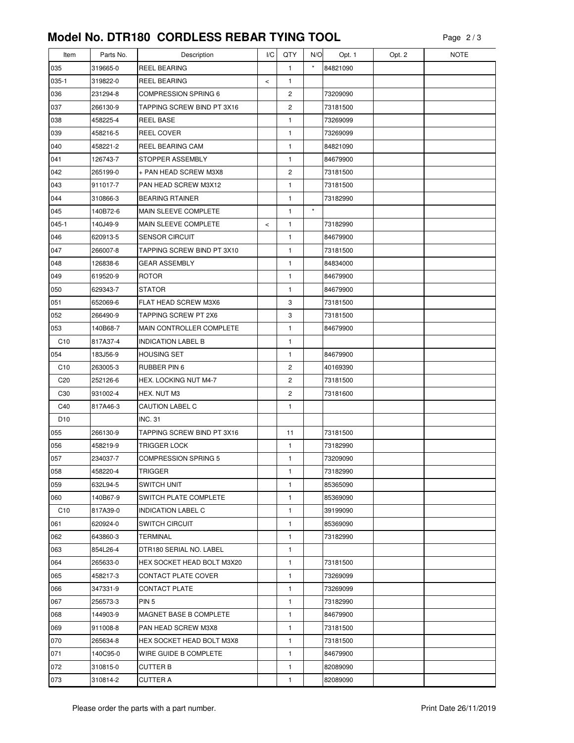# Model No. DTR180 CORDLESS REBAR TYING TOOL

| Item | Parts No. | Description | I/C | QTY | N/O | Opt. 1 | Opt. 2 | NOTE |
|---|---|---|---|---|---|---|---|---|
| 035 | 319665-0 | REEL BEARING | | 1 | * | 84821090 | | |
| 035-1 | 319822-0 | REEL BEARING | < | 1 | | | | |
| 036 | 231294-8 | COMPRESSION SPRING 6 | | 2 | | 73209090 | | |
| 037 | 266130-9 | TAPPING SCREW BIND PT 3X16 | | 2 | | 73181500 | | |
| 038 | 458225-4 | REEL BASE | | 1 | | 73269099 | | |
| 039 | 458216-5 | REEL COVER | | 1 | | 73269099 | | |
| 040 | 458221-2 | REEL BEARING CAM | | 1 | | 84821090 | | |
| 041 | 126743-7 | STOPPER ASSEMBLY | | 1 | | 84679900 | | |
| 042 | 265199-0 | + PAN HEAD SCREW M3X8 | | 2 | | 73181500 | | |
| 043 | 911017-7 | PAN HEAD SCREW M3X12 | | 1 | | 73181500 | | |
| 044 | 310866-3 | BEARING RTAINER | | 1 | | 73182990 | | |
| 045 | 140B72-6 | MAIN SLEEVE COMPLETE | | 1 | * | | | |
| 045-1 | 140J49-9 | MAIN SLEEVE COMPLETE | < | 1 | | 73182990 | | |
| 046 | 620913-5 | SENSOR CIRCUIT | | 1 | | 84679900 | | |
| 047 | 266007-8 | TAPPING SCREW BIND PT 3X10 | | 1 | | 73181500 | | |
| 048 | 126838-6 | GEAR ASSEMBLY | | 1 | | 84834000 | | |
| 049 | 619520-9 | ROTOR | | 1 | | 84679900 | | |
| 050 | 629343-7 | STATOR | | 1 | | 84679900 | | |
| 051 | 652069-6 | FLAT HEAD SCREW M3X6 | | 3 | | 73181500 | | |
| 052 | 266490-9 | TAPPING SCREW PT 2X6 | | 3 | | 73181500 | | |
| 053 | 140B68-7 | MAIN CONTROLLER COMPLETE | | 1 | | 84679900 | | |
| C10 | 817A37-4 | INDICATION LABEL B | | 1 | | | | |
| 054 | 183J56-9 | HOUSING SET | | 1 | | 84679900 | | |
| C10 | 263005-3 | RUBBER PIN 6 | | 2 | | 40169390 | | |
| C20 | 252126-6 | HEX. LOCKING NUT M4-7 | | 2 | | 73181500 | | |
| C30 | 931002-4 | HEX. NUT M3 | | 2 | | 73181600 | | |
| C40 | 817A46-3 | CAUTION LABEL C | | 1 | | | | |
| D10 | | INC. 31 | | | | | | |
| 055 | 266130-9 | TAPPING SCREW BIND PT 3X16 | | 11 | | 73181500 | | |
| 056 | 458219-9 | TRIGGER LOCK | | 1 | | 73182990 | | |
| 057 | 234037-7 | COMPRESSION SPRING 5 | | 1 | | 73209090 | | |
| 058 | 458220-4 | TRIGGER | | 1 | | 73182990 | | |
| 059 | 632L94-5 | SWITCH UNIT | | 1 | | 85365090 | | |
| 060 | 140B67-9 | SWITCH PLATE COMPLETE | | 1 | | 85369090 | | |
| C10 | 817A39-0 | INDICATION LABEL C | | 1 | | 39199090 | | |
| 061 | 620924-0 | SWITCH CIRCUIT | | 1 | | 85369090 | | |
| 062 | 643860-3 | TERMINAL | | 1 | | 73182990 | | |
| 063 | 854L26-4 | DTR180 SERIAL NO. LABEL | | 1 | | | | |
| 064 | 265633-0 | HEX SOCKET HEAD BOLT M3X20 | | 1 | | 73181500 | | |
| 065 | 458217-3 | CONTACT PLATE COVER | | 1 | | 73269099 | | |
| 066 | 347331-9 | CONTACT PLATE | | 1 | | 73269099 | | |
| 067 | 256573-3 | PIN 5 | | 1 | | 73182990 | | |
| 068 | 144903-9 | MAGNET BASE B COMPLETE | | 1 | | 84679900 | | |
| 069 | 911008-8 | PAN HEAD SCREW M3X8 | | 1 | | 73181500 | | |
| 070 | 265634-8 | HEX SOCKET HEAD BOLT M3X8 | | 1 | | 73181500 | | |
| 071 | 140C95-0 | WIRE GUIDE B COMPLETE | | 1 | | 84679900 | | |
| 072 | 310815-0 | CUTTER B | | 1 | | 82089090 | | |
| 073 | 310814-2 | CUTTER A | | 1 | | 82089090 | | |

Please order the parts with a part number.

Print Date 26/11/2019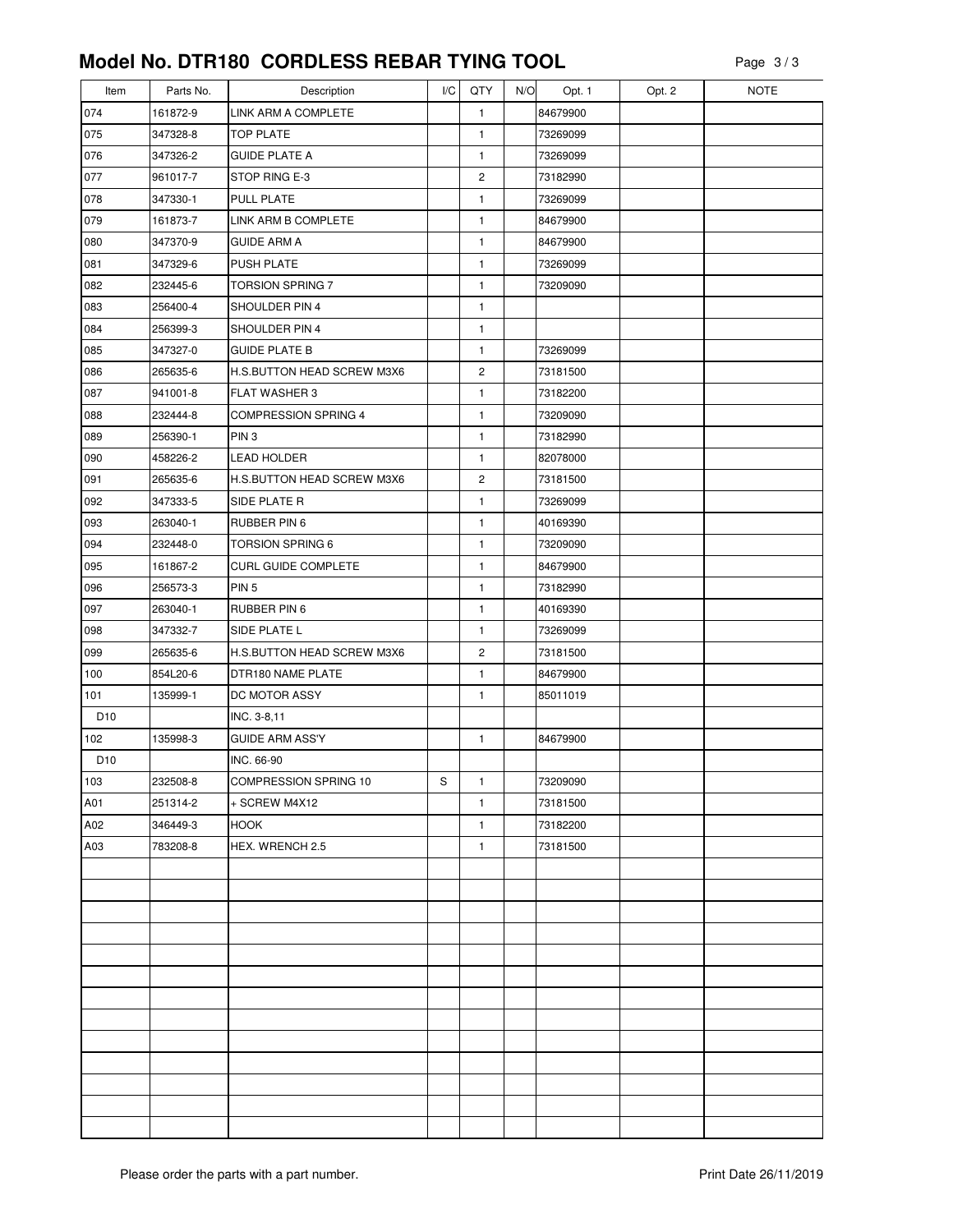# Model No. DTR180 CORDLESS REBAR TYING TOOL

| Item | Parts No. | Description | I/C | QTY | N/O | Opt. 1 | Opt. 2 | NOTE |
|---|---|---|---|---|---|---|---|---|
| 074 | 161872-9 | LINK ARM A COMPLETE | | 1 | | 84679900 | | |
| 075 | 347328-8 | TOP PLATE | | 1 | | 73269099 | | |
| 076 | 347326-2 | GUIDE PLATE A | | 1 | | 73269099 | | |
| 077 | 961017-7 | STOP RING E-3 | | 2 | | 73182990 | | |
| 078 | 347330-1 | PULL PLATE | | 1 | | 73269099 | | |
| 079 | 161873-7 | LINK ARM B COMPLETE | | 1 | | 84679900 | | |
| 080 | 347370-9 | GUIDE ARM A | | 1 | | 84679900 | | |
| 081 | 347329-6 | PUSH PLATE | | 1 | | 73269099 | | |
| 082 | 232445-6 | TORSION SPRING 7 | | 1 | | 73209090 | | |
| 083 | 256400-4 | SHOULDER PIN 4 | | 1 | | | | |
| 084 | 256399-3 | SHOULDER PIN 4 | | 1 | | | | |
| 085 | 347327-0 | GUIDE PLATE B | | 1 | | 73269099 | | |
| 086 | 265635-6 | H.S.BUTTON HEAD SCREW M3X6 | | 2 | | 73181500 | | |
| 087 | 941001-8 | FLAT WASHER 3 | | 1 | | 73182200 | | |
| 088 | 232444-8 | COMPRESSION SPRING 4 | | 1 | | 73209090 | | |
| 089 | 256390-1 | PIN 3 | | 1 | | 73182990 | | |
| 090 | 458226-2 | LEAD HOLDER | | 1 | | 82078000 | | |
| 091 | 265635-6 | H.S.BUTTON HEAD SCREW M3X6 | | 2 | | 73181500 | | |
| 092 | 347333-5 | SIDE PLATE R | | 1 | | 73269099 | | |
| 093 | 263040-1 | RUBBER PIN 6 | | 1 | | 40169390 | | |
| 094 | 232448-0 | TORSION SPRING 6 | | 1 | | 73209090 | | |
| 095 | 161867-2 | CURL GUIDE COMPLETE | | 1 | | 84679900 | | |
| 096 | 256573-3 | PIN 5 | | 1 | | 73182990 | | |
| 097 | 263040-1 | RUBBER PIN 6 | | 1 | | 40169390 | | |
| 098 | 347332-7 | SIDE PLATE L | | 1 | | 73269099 | | |
| 099 | 265635-6 | H.S.BUTTON HEAD SCREW M3X6 | | 2 | | 73181500 | | |
| 100 | 854L20-6 | DTR180 NAME PLATE | | 1 | | 84679900 | | |
| 101 | 135999-1 | DC MOTOR ASSY | | 1 | | 85011019 | | |
| D10 | | INC. 3-8,11 | | | | | | |
| 102 | 135998-3 | GUIDE ARM ASS'Y | | 1 | | 84679900 | | |
| D10 | | INC. 66-90 | | | | | | |
| 103 | 232508-8 | COMPRESSION SPRING 10 | S | 1 | | 73209090 | | |
| A01 | 251314-2 | + SCREW M4X12 | | 1 | | 73181500 | | |
| A02 | 346449-3 | HOOK | | 1 | | 73182200 | | |
| A03 | 783208-8 | HEX. WRENCH 2.5 | | 1 | | 73181500 | | |

Please order the parts with a part number.

Print Date 26/11/2019